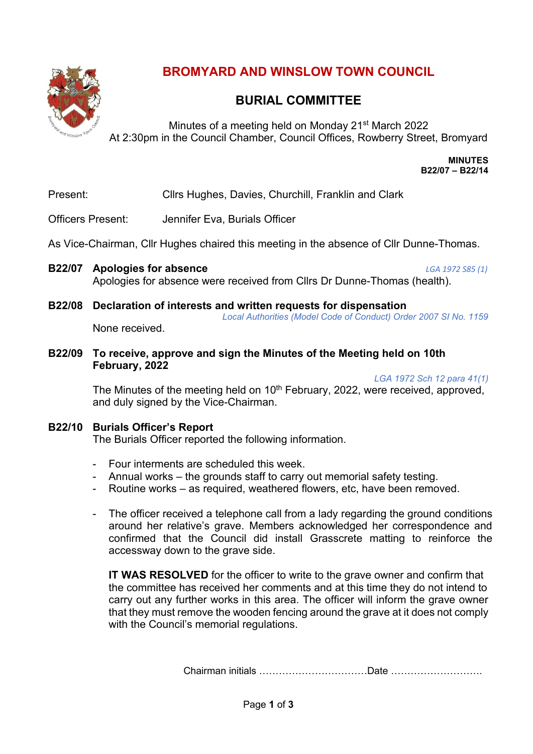# BROMYARD AND WINSLOW TOWN COUNCIL

## BURIAL COMMITTEE

Minutes of a meeting held on Monday 21st March 2022
At 2:30pm in the Council Chamber, Council Offices, Rowberry Street, Bromyard

**MINUTES**
**B22/07 – B22/14**

Present: Cllrs Hughes, Davies, Churchill, Franklin and Clark

Officers Present: Jennifer Eva, Burials Officer

As Vice-Chairman, Cllr Hughes chaired this meeting in the absence of Cllr Dunne-Thomas.

### B22/07 Apologies for absence

*LGA 1972 S85 (1)*

Apologies for absence were received from Cllrs Dr Dunne-Thomas (health).

### B22/08 Declaration of interests and written requests for dispensation

*Local Authorities (Model Code of Conduct) Order 2007 SI No. 1159*

None received.

### B22/09 To receive, approve and sign the Minutes of the Meeting held on 10th February, 2022

*LGA 1972 Sch 12 para 41(1)*

The Minutes of the meeting held on 10th February, 2022, were received, approved, and duly signed by the Vice-Chairman.

### B22/10 Burials Officer's Report

The Burials Officer reported the following information.

- Four interments are scheduled this week.
- Annual works – the grounds staff to carry out memorial safety testing.
- Routine works – as required, weathered flowers, etc, have been removed.

- The officer received a telephone call from a lady regarding the ground conditions around her relative's grave. Members acknowledged her correspondence and confirmed that the Council did install Grasscrete matting to reinforce the accessway down to the grave side.

  **IT WAS RESOLVED** for the officer to write to the grave owner and confirm that the committee has received her comments and at this time they do not intend to carry out any further works in this area. The officer will inform the grave owner that they must remove the wooden fencing around the grave at it does not comply with the Council's memorial regulations.

Chairman initials ……………………………Date ……………………….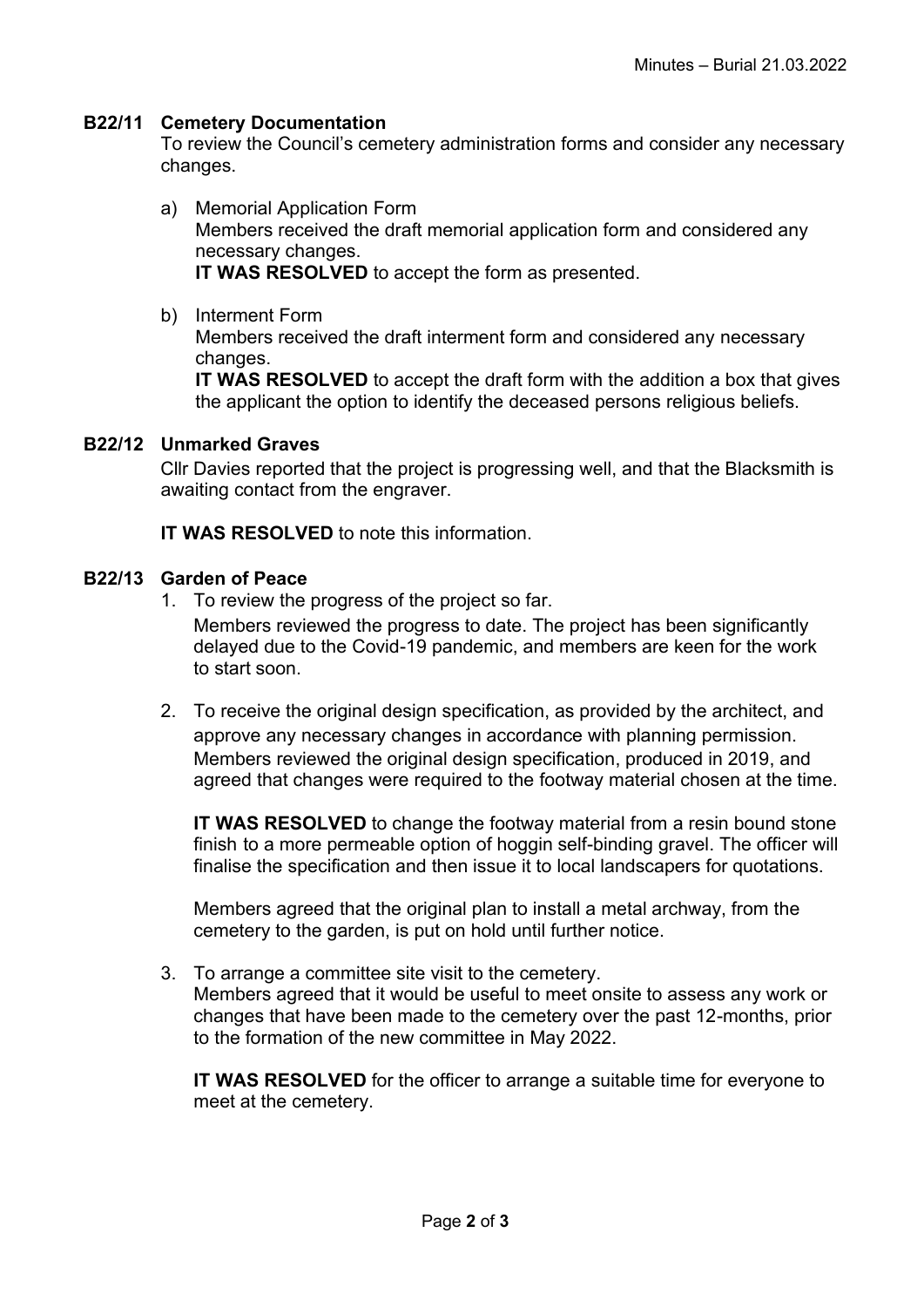## B22/11 Cemetery Documentation

To review the Council's cemetery administration forms and consider any necessary changes.

a) Memorial Application Form
Members received the draft memorial application form and considered any necessary changes.
**IT WAS RESOLVED** to accept the form as presented.

b) Interment Form
Members received the draft interment form and considered any necessary changes.
**IT WAS RESOLVED** to accept the draft form with the addition a box that gives the applicant the option to identify the deceased persons religious beliefs.

## B22/12 Unmarked Graves

Cllr Davies reported that the project is progressing well, and that the Blacksmith is awaiting contact from the engraver.

**IT WAS RESOLVED** to note this information.

## B22/13 Garden of Peace

1. To review the progress of the project so far.
   Members reviewed the progress to date. The project has been significantly delayed due to the Covid-19 pandemic, and members are keen for the work to start soon.

2. To receive the original design specification, as provided by the architect, and approve any necessary changes in accordance with planning permission.
   Members reviewed the original design specification, produced in 2019, and agreed that changes were required to the footway material chosen at the time.

   **IT WAS RESOLVED** to change the footway material from a resin bound stone finish to a more permeable option of hoggin self-binding gravel. The officer will finalise the specification and then issue it to local landscapers for quotations.

   Members agreed that the original plan to install a metal archway, from the cemetery to the garden, is put on hold until further notice.

3. To arrange a committee site visit to the cemetery.
   Members agreed that it would be useful to meet onsite to assess any work or changes that have been made to the cemetery over the past 12-months, prior to the formation of the new committee in May 2022.

   **IT WAS RESOLVED** for the officer to arrange a suitable time for everyone to meet at the cemetery.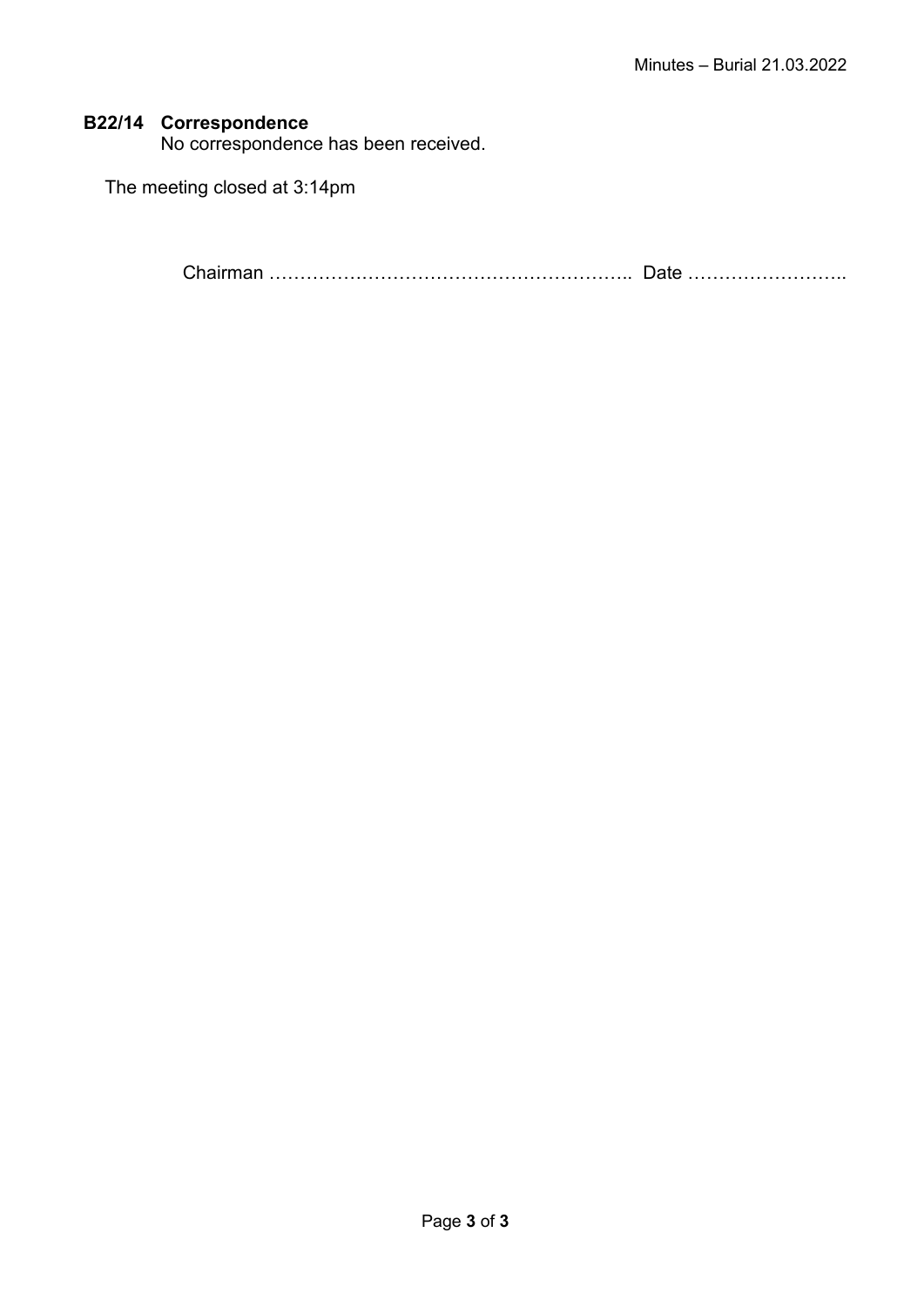**B22/14 Correspondence**

No correspondence has been received.

The meeting closed at 3:14pm

Chairman ………………………………………………….. Date ……………………..